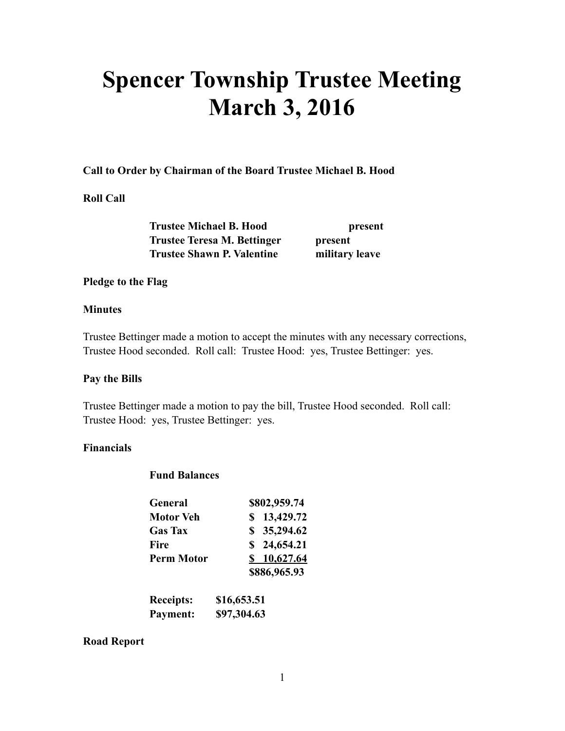# Spencer Township Trustee Meeting
# March 3, 2016

**Call to Order by Chairman of the Board Trustee Michael B. Hood**

**Roll Call**

| | |
|---|---|
| **Trustee Michael B. Hood** | **present** |
| **Trustee Teresa M. Bettinger** | **present** |
| **Trustee Shawn P. Valentine** | **military leave** |

**Pledge to the Flag**

**Minutes**

Trustee Bettinger made a motion to accept the minutes with any necessary corrections, Trustee Hood seconded. Roll call: Trustee Hood: yes, Trustee Bettinger: yes.

**Pay the Bills**

Trustee Bettinger made a motion to pay the bill, Trustee Hood seconded. Roll call: Trustee Hood: yes, Trustee Bettinger: yes.

**Financials**

**Fund Balances**

| | |
|---|---|
| **General** | **$802,959.74** |
| **Motor Veh** | **$ 13,429.72** |
| **Gas Tax** | **$ 35,294.62** |
| **Fire** | **$ 24,654.21** |
| **Perm Motor** | **$ 10,627.64** |
| | **$886,965.93** |

| | |
|---|---|
| **Receipts:** | **$16,653.51** |
| **Payment:** | **$97,304.63** |

**Road Report**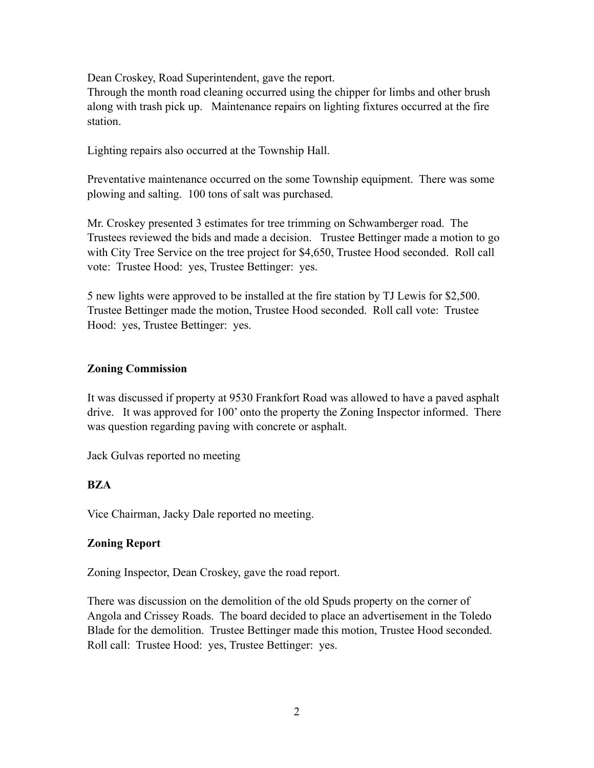Dean Croskey, Road Superintendent, gave the report.
Through the month road cleaning occurred using the chipper for limbs and other brush along with trash pick up. Maintenance repairs on lighting fixtures occurred at the fire station.

Lighting repairs also occurred at the Township Hall.

Preventative maintenance occurred on the some Township equipment. There was some plowing and salting. 100 tons of salt was purchased.

Mr. Croskey presented 3 estimates for tree trimming on Schwamberger road. The Trustees reviewed the bids and made a decision. Trustee Bettinger made a motion to go with City Tree Service on the tree project for $4,650, Trustee Hood seconded. Roll call vote: Trustee Hood: yes, Trustee Bettinger: yes.

5 new lights were approved to be installed at the fire station by TJ Lewis for $2,500. Trustee Bettinger made the motion, Trustee Hood seconded. Roll call vote: Trustee Hood: yes, Trustee Bettinger: yes.

**Zoning Commission**

It was discussed if property at 9530 Frankfort Road was allowed to have a paved asphalt drive. It was approved for 100' onto the property the Zoning Inspector informed. There was question regarding paving with concrete or asphalt.

Jack Gulvas reported no meeting

**BZA**

Vice Chairman, Jacky Dale reported no meeting.

**Zoning Report**

Zoning Inspector, Dean Croskey, gave the road report.

There was discussion on the demolition of the old Spuds property on the corner of Angola and Crissey Roads. The board decided to place an advertisement in the Toledo Blade for the demolition. Trustee Bettinger made this motion, Trustee Hood seconded. Roll call: Trustee Hood: yes, Trustee Bettinger: yes.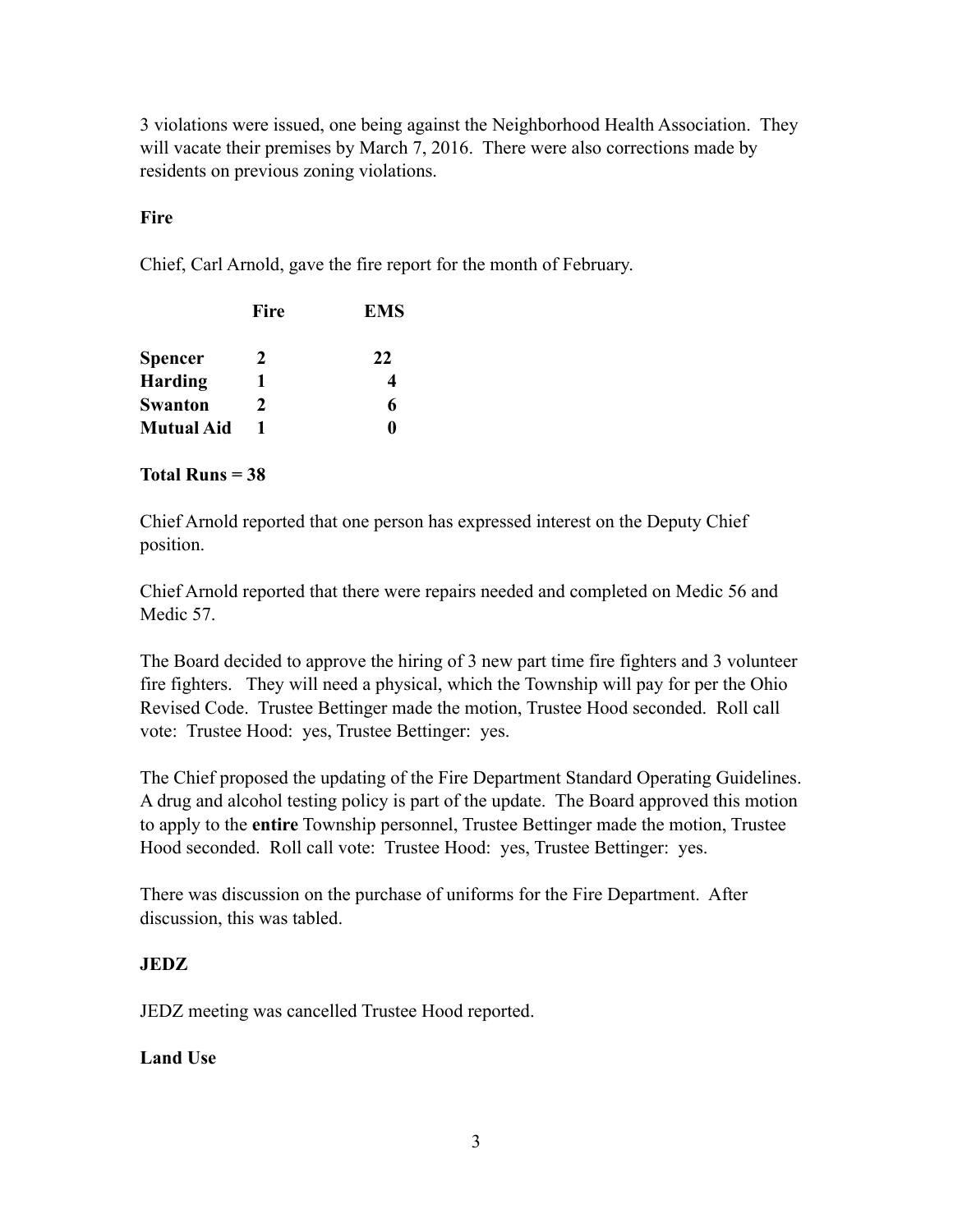3 violations were issued, one being against the Neighborhood Health Association. They will vacate their premises by March 7, 2016. There were also corrections made by residents on previous zoning violations.

**Fire**

Chief, Carl Arnold, gave the fire report for the month of February.

| | Fire | EMS |
|---|---|---|
| **Spencer** | **2** | **22** |
| **Harding** | **1** | **4** |
| **Swanton** | **2** | **6** |
| **Mutual Aid** | **1** | **0** |

**Total Runs = 38**

Chief Arnold reported that one person has expressed interest on the Deputy Chief position.

Chief Arnold reported that there were repairs needed and completed on Medic 56 and Medic 57.

The Board decided to approve the hiring of 3 new part time fire fighters and 3 volunteer fire fighters. They will need a physical, which the Township will pay for per the Ohio Revised Code. Trustee Bettinger made the motion, Trustee Hood seconded. Roll call vote: Trustee Hood: yes, Trustee Bettinger: yes.

The Chief proposed the updating of the Fire Department Standard Operating Guidelines. A drug and alcohol testing policy is part of the update. The Board approved this motion to apply to the **entire** Township personnel, Trustee Bettinger made the motion, Trustee Hood seconded. Roll call vote: Trustee Hood: yes, Trustee Bettinger: yes.

There was discussion on the purchase of uniforms for the Fire Department. After discussion, this was tabled.

**JEDZ**

JEDZ meeting was cancelled Trustee Hood reported.

**Land Use**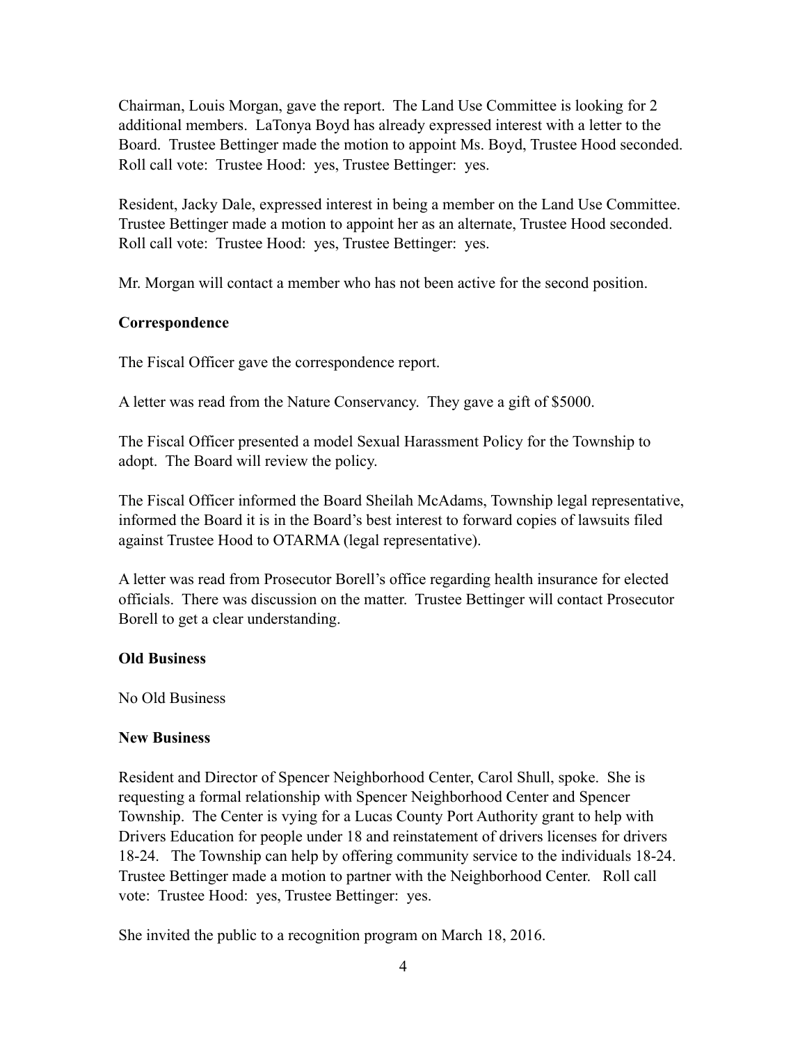Chairman, Louis Morgan, gave the report. The Land Use Committee is looking for 2 additional members. LaTonya Boyd has already expressed interest with a letter to the Board. Trustee Bettinger made the motion to appoint Ms. Boyd, Trustee Hood seconded. Roll call vote: Trustee Hood: yes, Trustee Bettinger: yes.

Resident, Jacky Dale, expressed interest in being a member on the Land Use Committee. Trustee Bettinger made a motion to appoint her as an alternate, Trustee Hood seconded. Roll call vote: Trustee Hood: yes, Trustee Bettinger: yes.

Mr. Morgan will contact a member who has not been active for the second position.

**Correspondence**

The Fiscal Officer gave the correspondence report.

A letter was read from the Nature Conservancy. They gave a gift of $5000.

The Fiscal Officer presented a model Sexual Harassment Policy for the Township to adopt. The Board will review the policy.

The Fiscal Officer informed the Board Sheilah McAdams, Township legal representative, informed the Board it is in the Board's best interest to forward copies of lawsuits filed against Trustee Hood to OTARMA (legal representative).

A letter was read from Prosecutor Borell's office regarding health insurance for elected officials. There was discussion on the matter. Trustee Bettinger will contact Prosecutor Borell to get a clear understanding.

**Old Business**

No Old Business

**New Business**

Resident and Director of Spencer Neighborhood Center, Carol Shull, spoke. She is requesting a formal relationship with Spencer Neighborhood Center and Spencer Township. The Center is vying for a Lucas County Port Authority grant to help with Drivers Education for people under 18 and reinstatement of drivers licenses for drivers 18-24. The Township can help by offering community service to the individuals 18-24. Trustee Bettinger made a motion to partner with the Neighborhood Center. Roll call vote: Trustee Hood: yes, Trustee Bettinger: yes.

She invited the public to a recognition program on March 18, 2016.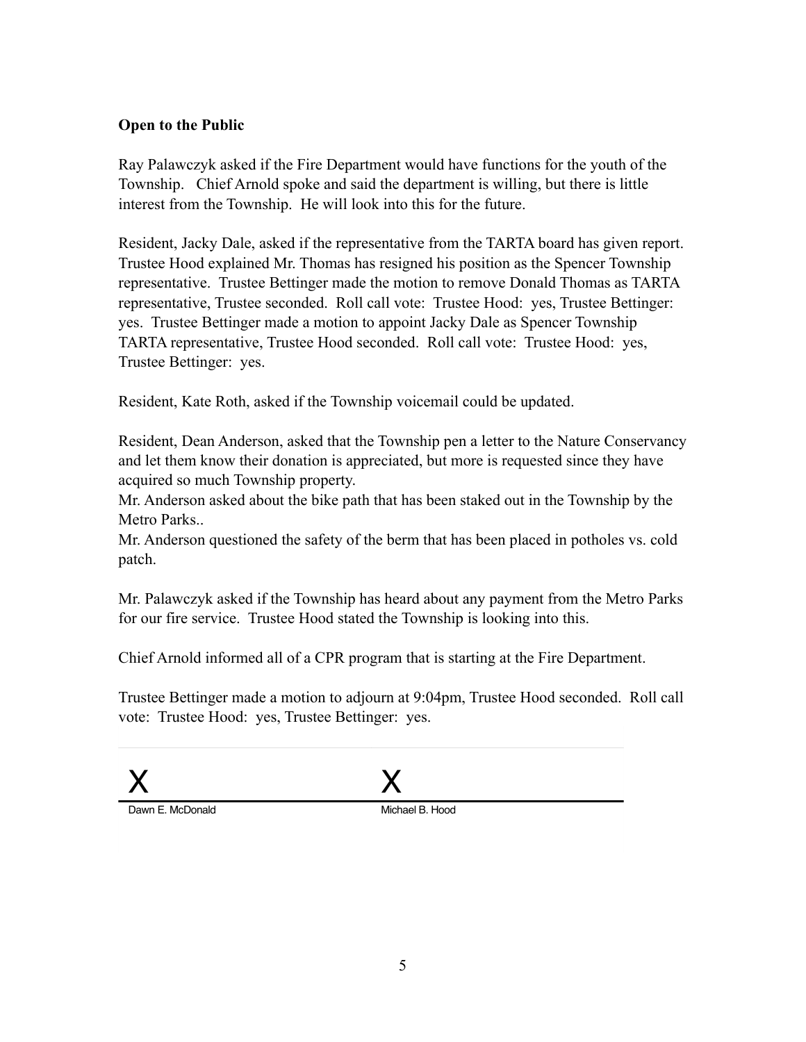**Open to the Public**

Ray Palawczyk asked if the Fire Department would have functions for the youth of the Township. Chief Arnold spoke and said the department is willing, but there is little interest from the Township. He will look into this for the future.

Resident, Jacky Dale, asked if the representative from the TARTA board has given report. Trustee Hood explained Mr. Thomas has resigned his position as the Spencer Township representative. Trustee Bettinger made the motion to remove Donald Thomas as TARTA representative, Trustee seconded. Roll call vote: Trustee Hood: yes, Trustee Bettinger: yes. Trustee Bettinger made a motion to appoint Jacky Dale as Spencer Township TARTA representative, Trustee Hood seconded. Roll call vote: Trustee Hood: yes, Trustee Bettinger: yes.

Resident, Kate Roth, asked if the Township voicemail could be updated.

Resident, Dean Anderson, asked that the Township pen a letter to the Nature Conservancy and let them know their donation is appreciated, but more is requested since they have acquired so much Township property.
Mr. Anderson asked about the bike path that has been staked out in the Township by the Metro Parks..
Mr. Anderson questioned the safety of the berm that has been placed in potholes vs. cold patch.

Mr. Palawczyk asked if the Township has heard about any payment from the Metro Parks for our fire service. Trustee Hood stated the Township is looking into this.

Chief Arnold informed all of a CPR program that is starting at the Fire Department.

Trustee Bettinger made a motion to adjourn at 9:04pm, Trustee Hood seconded. Roll call vote: Trustee Hood: yes, Trustee Bettinger: yes.

| X | X |
|---|---|
| Dawn E. McDonald | Michael B. Hood |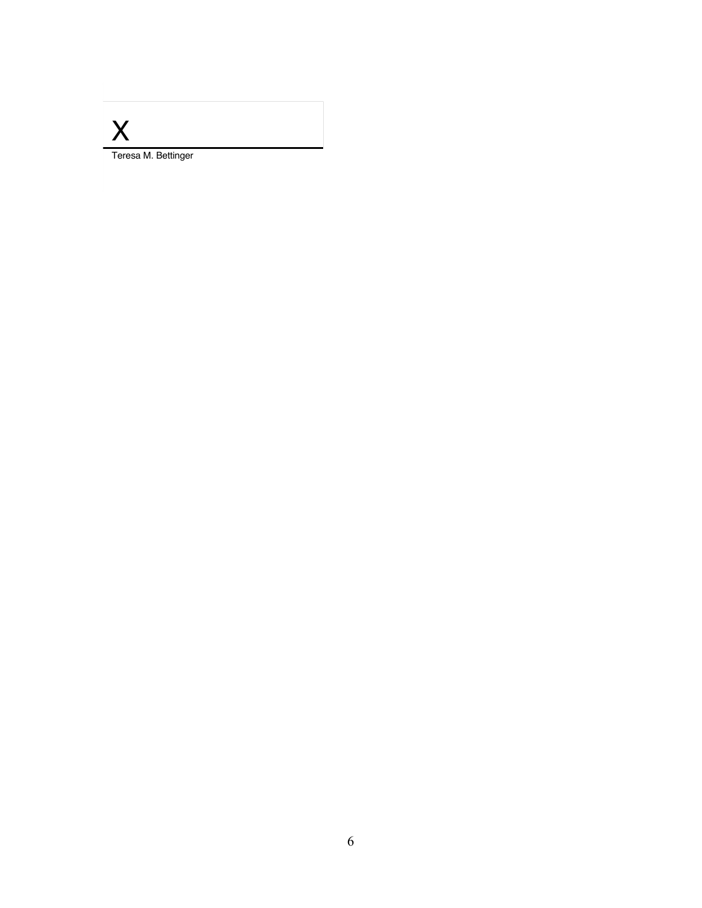X

Teresa M. Bettinger